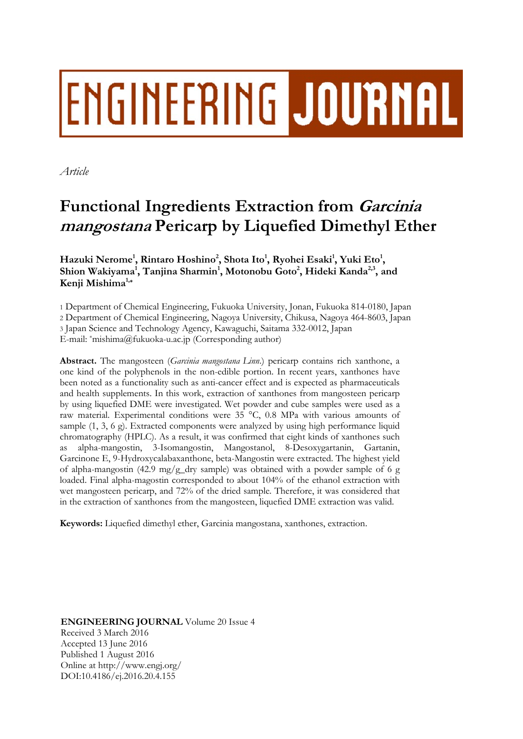*Article*

# Functional Ingredients Extraction from *Garcinia mangostana* Pericarp by Liquefied Dimethyl Ether

**Hazuki Nerome[1], Rintaro Hoshino[2], Shota Ito[1], Ryohei Esaki[1], Yuki Eto[1], Shion Wakiyama[1], Tanjina Sharmin[1], Motonobu Goto[2], Hideki Kanda[2,3], and Kenji Mishima[1,*]**

1 Department of Chemical Engineering, Fukuoka University, Jonan, Fukuoka 814-0180, Japan
2 Department of Chemical Engineering, Nagoya University, Chikusa, Nagoya 464-8603, Japan
3 Japan Science and Technology Agency, Kawaguchi, Saitama 332-0012, Japan
E-mail: *mishima@fukuoka-u.ac.jp (Corresponding author)

**Abstract.** The mangosteen (*Garcinia mangostana Linn.*) pericarp contains rich xanthone, a one kind of the polyphenols in the non-edible portion. In recent years, xanthones have been noted as a functionality such as anti-cancer effect and is expected as pharmaceuticals and health supplements. In this work, extraction of xanthones from mangosteen pericarp by using liquefied DME were investigated. Wet powder and cube samples were used as a raw material. Experimental conditions were 35 °C, 0.8 MPa with various amounts of sample (1, 3, 6 g). Extracted components were analyzed by using high performance liquid chromatography (HPLC). As a result, it was confirmed that eight kinds of xanthones such as alpha-mangostin, 3-Isomangostin, Mangostanol, 8-Desoxygartanin, Gartanin, Garcinone E, 9-Hydroxycalabaxanthone, beta-Mangostin were extracted. The highest yield of alpha-mangostin (42.9 mg/g_dry sample) was obtained with a powder sample of 6 g loaded. Final alpha-magostin corresponded to about 104% of the ethanol extraction with wet mangosteen pericarp, and 72% of the dried sample. Therefore, it was considered that in the extraction of xanthones from the mangosteen, liquefied DME extraction was valid.

**Keywords:** Liquefied dimethyl ether, Garcinia mangostana, xanthones, extraction.

**ENGINEERING JOURNAL** Volume 20 Issue 4
Received 3 March 2016
Accepted 13 June 2016
Published 1 August 2016
Online at http://www.engj.org/
DOI:10.4186/ej.2016.20.4.155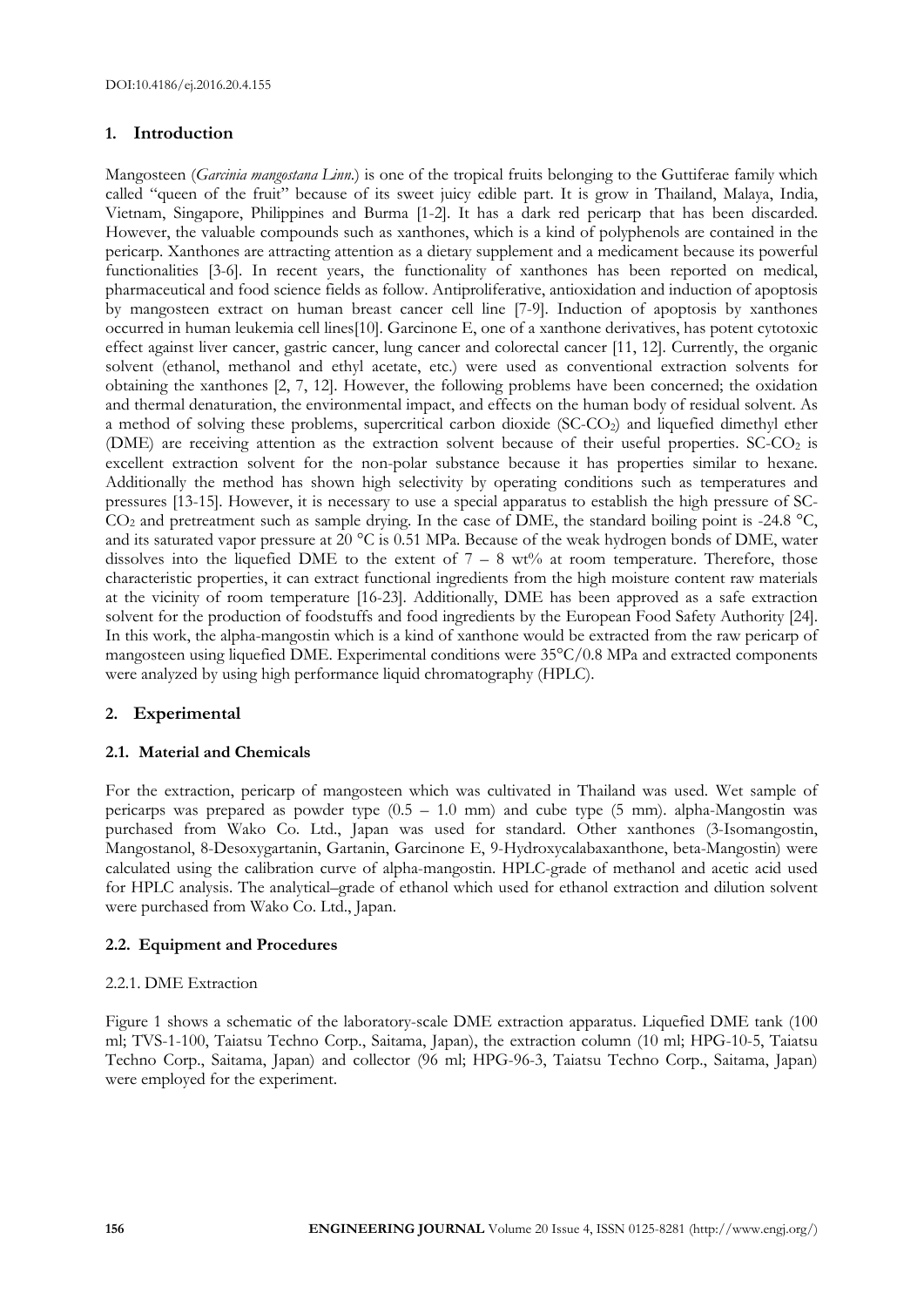## 1. Introduction

Mangosteen (*Garcinia mangostana Linn*.) is one of the tropical fruits belonging to the Guttiferae family which called "queen of the fruit" because of its sweet juicy edible part. It is grow in Thailand, Malaya, India, Vietnam, Singapore, Philippines and Burma [1-2]. It has a dark red pericarp that has been discarded. However, the valuable compounds such as xanthones, which is a kind of polyphenols are contained in the pericarp. Xanthones are attracting attention as a dietary supplement and a medicament because its powerful functionalities [3-6]. In recent years, the functionality of xanthones has been reported on medical, pharmaceutical and food science fields as follow. Antiproliferative, antioxidation and induction of apoptosis by mangosteen extract on human breast cancer cell line [7-9]. Induction of apoptosis by xanthones occurred in human leukemia cell lines[10]. Garcinone E, one of a xanthone derivatives, has potent cytotoxic effect against liver cancer, gastric cancer, lung cancer and colorectal cancer [11, 12]. Currently, the organic solvent (ethanol, methanol and ethyl acetate, etc.) were used as conventional extraction solvents for obtaining the xanthones [2, 7, 12]. However, the following problems have been concerned; the oxidation and thermal denaturation, the environmental impact, and effects on the human body of residual solvent. As a method of solving these problems, supercritical carbon dioxide (SC-$CO_2$) and liquefied dimethyl ether (DME) are receiving attention as the extraction solvent because of their useful properties. SC-$CO_2$ is excellent extraction solvent for the non-polar substance because it has properties similar to hexane. Additionally the method has shown high selectivity by operating conditions such as temperatures and pressures [13-15]. However, it is necessary to use a special apparatus to establish the high pressure of SC-$CO_2$ and pretreatment such as sample drying. In the case of DME, the standard boiling point is -24.8 °C, and its saturated vapor pressure at 20 °C is 0.51 MPa. Because of the weak hydrogen bonds of DME, water dissolves into the liquefied DME to the extent of 7 – 8 wt% at room temperature. Therefore, those characteristic properties, it can extract functional ingredients from the high moisture content raw materials at the vicinity of room temperature [16-23]. Additionally, DME has been approved as a safe extraction solvent for the production of foodstuffs and food ingredients by the European Food Safety Authority [24]. In this work, the alpha-mangostin which is a kind of xanthone would be extracted from the raw pericarp of mangosteen using liquefied DME. Experimental conditions were 35°C/0.8 MPa and extracted components were analyzed by using high performance liquid chromatography (HPLC).

## 2. Experimental

### 2.1. Material and Chemicals

For the extraction, pericarp of mangosteen which was cultivated in Thailand was used. Wet sample of pericarps was prepared as powder type (0.5 – 1.0 mm) and cube type (5 mm). alpha-Mangostin was purchased from Wako Co. Ltd., Japan was used for standard. Other xanthones (3-Isomangostin, Mangostanol, 8-Desoxygartanin, Gartanin, Garcinone E, 9-Hydroxycalabaxanthone, beta-Mangostin) were calculated using the calibration curve of alpha-mangostin. HPLC-grade of methanol and acetic acid used for HPLC analysis. The analytical–grade of ethanol which used for ethanol extraction and dilution solvent were purchased from Wako Co. Ltd., Japan.

### 2.2. Equipment and Procedures

#### 2.2.1. DME Extraction

Figure 1 shows a schematic of the laboratory-scale DME extraction apparatus. Liquefied DME tank (100 ml; TVS-1-100, Taiatsu Techno Corp., Saitama, Japan), the extraction column (10 ml; HPG-10-5, Taiatsu Techno Corp., Saitama, Japan) and collector (96 ml; HPG-96-3, Taiatsu Techno Corp., Saitama, Japan) were employed for the experiment.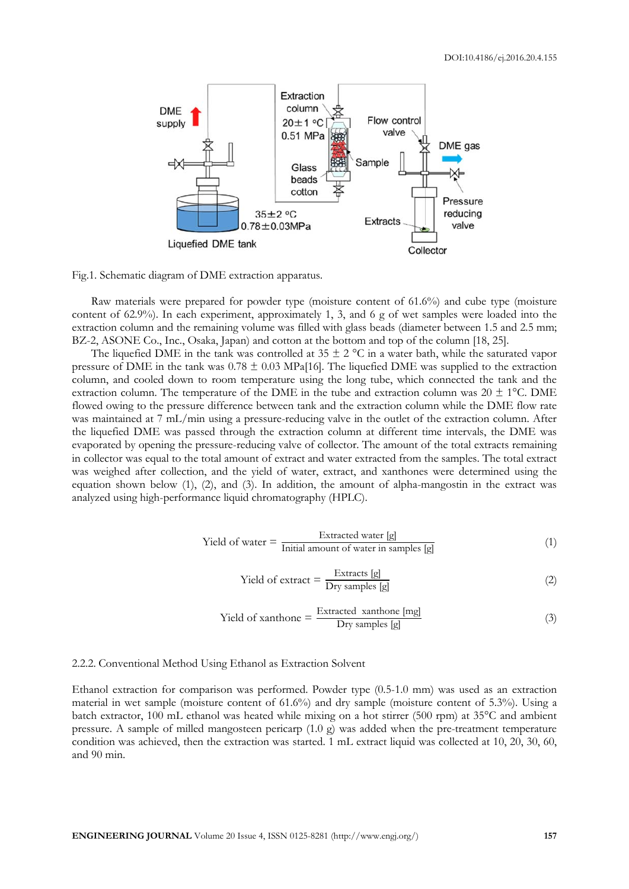Fig.1. Schematic diagram of DME extraction apparatus.

Raw materials were prepared for powder type (moisture content of 61.6%) and cube type (moisture content of 62.9%). In each experiment, approximately 1, 3, and 6 g of wet samples were loaded into the extraction column and the remaining volume was filled with glass beads (diameter between 1.5 and 2.5 mm; BZ-2, ASONE Co., Inc., Osaka, Japan) and cotton at the bottom and top of the column [18, 25].

The liquefied DME in the tank was controlled at 35 ± 2 °C in a water bath, while the saturated vapor pressure of DME in the tank was 0.78 ± 0.03 MPa[16]. The liquefied DME was supplied to the extraction column, and cooled down to room temperature using the long tube, which connected the tank and the extraction column. The temperature of the DME in the tube and extraction column was 20 ± 1°C. DME flowed owing to the pressure difference between tank and the extraction column while the DME flow rate was maintained at 7 mL/min using a pressure-reducing valve in the outlet of the extraction column. After the liquefied DME was passed through the extraction column at different time intervals, the DME was evaporated by opening the pressure-reducing valve of collector. The amount of the total extracts remaining in collector was equal to the total amount of extract and water extracted from the samples. The total extract was weighed after collection, and the yield of water, extract, and xanthones were determined using the equation shown below (1), (2), and (3). In addition, the amount of alpha-mangostin in the extract was analyzed using high-performance liquid chromatography (HPLC).

$$\text{Yield of water} = \frac{\text{Extracted water [g]}}{\text{Initial amount of water in samples [g]}} \tag{1}$$

$$\text{Yield of extract} = \frac{\text{Extracts [g]}}{\text{Dry samples [g]}} \tag{2}$$

$$\text{Yield of xanthone} = \frac{\text{Extracted xanthone [mg]}}{\text{Dry samples [g]}} \tag{3}$$

### 2.2.2. Conventional Method Using Ethanol as Extraction Solvent

Ethanol extraction for comparison was performed. Powder type (0.5-1.0 mm) was used as an extraction material in wet sample (moisture content of 61.6%) and dry sample (moisture content of 5.3%). Using a batch extractor, 100 mL ethanol was heated while mixing on a hot stirrer (500 rpm) at 35°C and ambient pressure. A sample of milled mangosteen pericarp (1.0 g) was added when the pre-treatment temperature condition was achieved, then the extraction was started. 1 mL extract liquid was collected at 10, 20, 30, 60, and 90 min.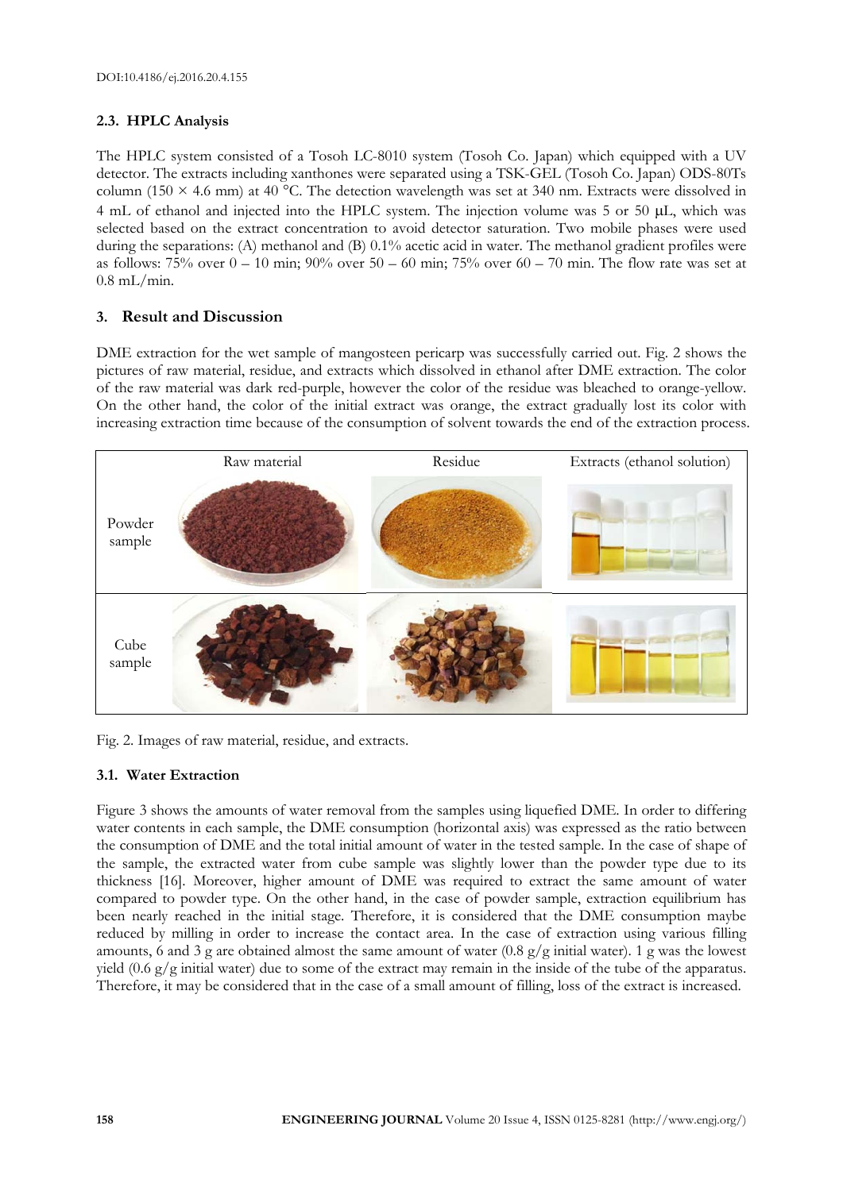### 2.3. HPLC Analysis

The HPLC system consisted of a Tosoh LC-8010 system (Tosoh Co. Japan) which equipped with a UV detector. The extracts including xanthones were separated using a TSK-GEL (Tosoh Co. Japan) ODS-80Ts column ($150 \times 4.6$ mm) at 40 °C. The detection wavelength was set at 340 nm. Extracts were dissolved in 4 mL of ethanol and injected into the HPLC system. The injection volume was 5 or 50 μL, which was selected based on the extract concentration to avoid detector saturation. Two mobile phases were used during the separations: (A) methanol and (B) 0.1% acetic acid in water. The methanol gradient profiles were as follows: 75% over 0 – 10 min; 90% over 50 – 60 min; 75% over 60 – 70 min. The flow rate was set at 0.8 mL/min.

## 3. Result and Discussion

DME extraction for the wet sample of mangosteen pericarp was successfully carried out. Fig. 2 shows the pictures of raw material, residue, and extracts which dissolved in ethanol after DME extraction. The color of the raw material was dark red-purple, however the color of the residue was bleached to orange-yellow. On the other hand, the color of the initial extract was orange, the extract gradually lost its color with increasing extraction time because of the consumption of solvent towards the end of the extraction process.

| | Raw material | Residue | Extracts (ethanol solution) |
|---|---|---|---|
| Powder sample | | | |
| Cube sample | | | |

Fig. 2. Images of raw material, residue, and extracts.

### 3.1. Water Extraction

Figure 3 shows the amounts of water removal from the samples using liquefied DME. In order to differing water contents in each sample, the DME consumption (horizontal axis) was expressed as the ratio between the consumption of DME and the total initial amount of water in the tested sample. In the case of shape of the sample, the extracted water from cube sample was slightly lower than the powder type due to its thickness [16]. Moreover, higher amount of DME was required to extract the same amount of water compared to powder type. On the other hand, in the case of powder sample, extraction equilibrium has been nearly reached in the initial stage. Therefore, it is considered that the DME consumption maybe reduced by milling in order to increase the contact area. In the case of extraction using various filling amounts, 6 and 3 g are obtained almost the same amount of water (0.8 g/g initial water). 1 g was the lowest yield (0.6 g/g initial water) due to some of the extract may remain in the inside of the tube of the apparatus. Therefore, it may be considered that in the case of a small amount of filling, loss of the extract is increased.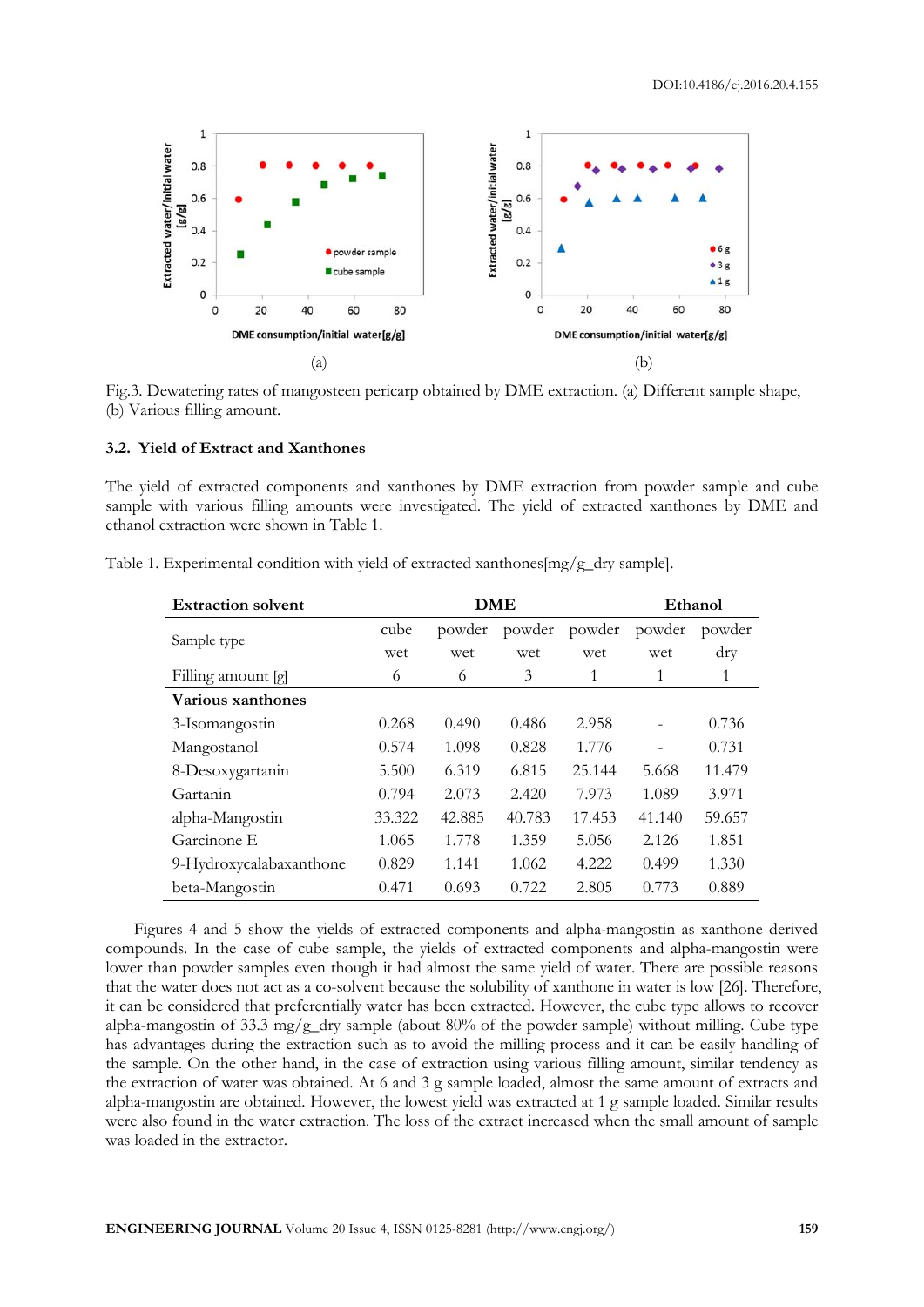Fig.3. Dewatering rates of mangosteen pericarp obtained by DME extraction. (a) Different sample shape, (b) Various filling amount.

### 3.2. Yield of Extract and Xanthones

The yield of extracted components and xanthones by DME extraction from powder sample and cube sample with various filling amounts were investigated. The yield of extracted xanthones by DME and ethanol extraction were shown in Table 1.

Table 1. Experimental condition with yield of extracted xanthones[mg/g_dry sample].

| Extraction solvent | DME | | | | Ethanol | |
|---|---|---|---|---|---|---|
| Sample type | cube wet | powder wet | powder wet | powder wet | powder wet | powder dry |
| Filling amount [g] | 6 | 6 | 3 | 1 | 1 | 1 |
| **Various xanthones** | | | | | | |
| 3-Isomangostin | 0.268 | 0.490 | 0.486 | 2.958 | - | 0.736 |
| Mangostanol | 0.574 | 1.098 | 0.828 | 1.776 | - | 0.731 |
| 8-Desoxygartanin | 5.500 | 6.319 | 6.815 | 25.144 | 5.668 | 11.479 |
| Gartanin | 0.794 | 2.073 | 2.420 | 7.973 | 1.089 | 3.971 |
| alpha-Mangostin | 33.322 | 42.885 | 40.783 | 17.453 | 41.140 | 59.657 |
| Garcinone E | 1.065 | 1.778 | 1.359 | 5.056 | 2.126 | 1.851 |
| 9-Hydroxycalabaxanthone | 0.829 | 1.141 | 1.062 | 4.222 | 0.499 | 1.330 |
| beta-Mangostin | 0.471 | 0.693 | 0.722 | 2.805 | 0.773 | 0.889 |

Figures 4 and 5 show the yields of extracted components and alpha-mangostin as xanthone derived compounds. In the case of cube sample, the yields of extracted components and alpha-mangostin were lower than powder samples even though it had almost the same yield of water. There are possible reasons that the water does not act as a co-solvent because the solubility of xanthone in water is low [26]. Therefore, it can be considered that preferentially water has been extracted. However, the cube type allows to recover alpha-mangostin of 33.3 mg/g_dry sample (about 80% of the powder sample) without milling. Cube type has advantages during the extraction such as to avoid the milling process and it can be easily handling of the sample. On the other hand, in the case of extraction using various filling amount, similar tendency as the extraction of water was obtained. At 6 and 3 g sample loaded, almost the same amount of extracts and alpha-mangostin are obtained. However, the lowest yield was extracted at 1 g sample loaded. Similar results were also found in the water extraction. The loss of the extract increased when the small amount of sample was loaded in the extractor.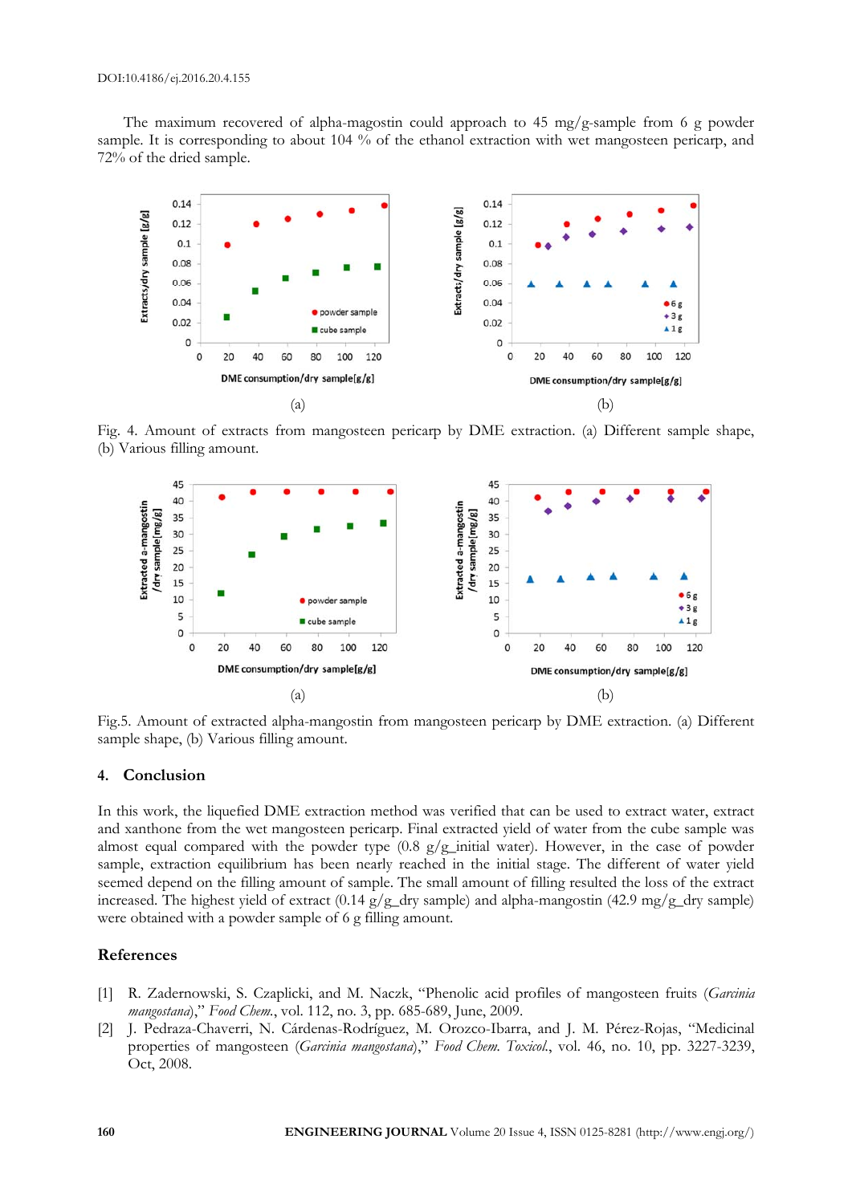The maximum recovered of alpha-magostin could approach to 45 mg/g-sample from 6 g powder sample. It is corresponding to about 104 % of the ethanol extraction with wet mangosteen pericarp, and 72% of the dried sample.

Fig. 4. Amount of extracts from mangosteen pericarp by DME extraction. (a) Different sample shape, (b) Various filling amount.

Fig.5. Amount of extracted alpha-mangostin from mangosteen pericarp by DME extraction. (a) Different sample shape, (b) Various filling amount.

## 4. Conclusion

In this work, the liquefied DME extraction method was verified that can be used to extract water, extract and xanthone from the wet mangosteen pericarp. Final extracted yield of water from the cube sample was almost equal compared with the powder type (0.8 g/g_initial water). However, in the case of powder sample, extraction equilibrium has been nearly reached in the initial stage. The different of water yield seemed depend on the filling amount of sample. The small amount of filling resulted the loss of the extract increased. The highest yield of extract (0.14 g/g_dry sample) and alpha-mangostin (42.9 mg/g_dry sample) were obtained with a powder sample of 6 g filling amount.

## References

[1] R. Zadernowski, S. Czaplicki, and M. Naczk, "Phenolic acid profiles of mangosteen fruits (*Garcinia mangostana*)," *Food Chem.*, vol. 112, no. 3, pp. 685-689, June, 2009.

[2] J. Pedraza-Chaverri, N. Cárdenas-Rodríguez, M. Orozco-Ibarra, and J. M. Pérez-Rojas, "Medicinal properties of mangosteen (*Garcinia mangostana*)," *Food Chem. Toxicol.*, vol. 46, no. 10, pp. 3227-3239, Oct, 2008.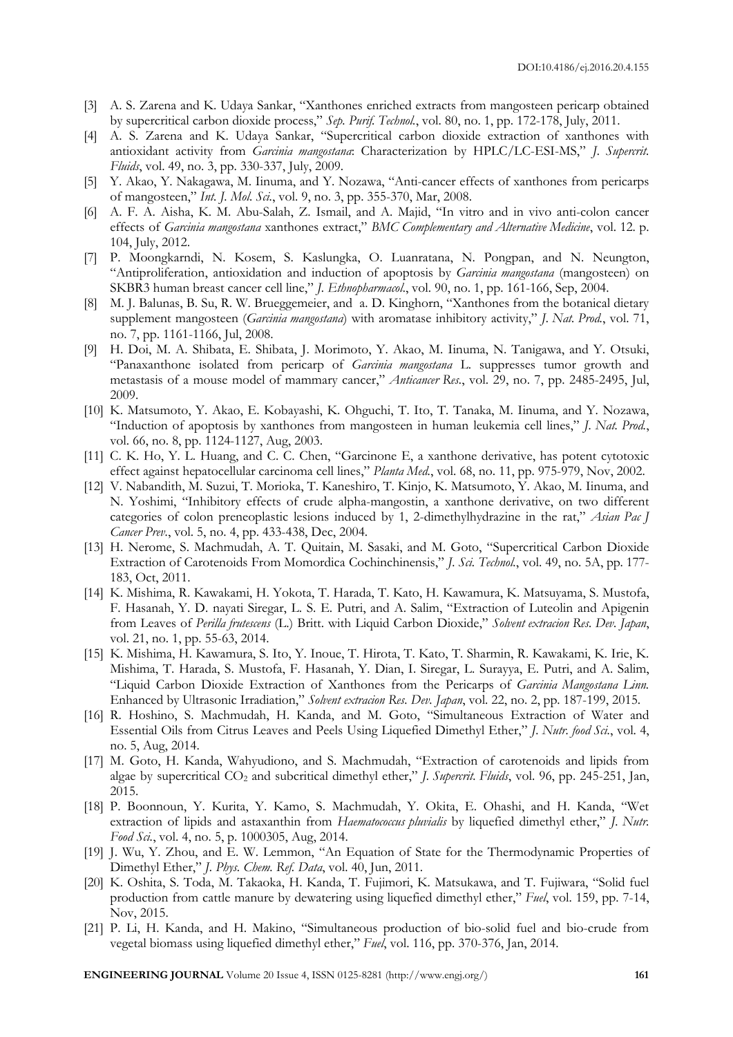[3] A. S. Zarena and K. Udaya Sankar, "Xanthones enriched extracts from mangosteen pericarp obtained by supercritical carbon dioxide process," *Sep. Purif. Technol.*, vol. 80, no. 1, pp. 172-178, July, 2011.

[4] A. S. Zarena and K. Udaya Sankar, "Supercritical carbon dioxide extraction of xanthones with antioxidant activity from *Garcinia mangostana*: Characterization by HPLC/LC-ESI-MS," *J. Supercrit. Fluids*, vol. 49, no. 3, pp. 330-337, July, 2009.

[5] Y. Akao, Y. Nakagawa, M. Iinuma, and Y. Nozawa, "Anti-cancer effects of xanthones from pericarps of mangosteen," *Int. J. Mol. Sci.*, vol. 9, no. 3, pp. 355-370, Mar, 2008.

[6] A. F. A. Aisha, K. M. Abu-Salah, Z. Ismail, and A. Majid, "In vitro and in vivo anti-colon cancer effects of *Garcinia mangostana* xanthones extract," *BMC Complementary and Alternative Medicine*, vol. 12. p. 104, July, 2012.

[7] P. Moongkarndi, N. Kosem, S. Kaslungka, O. Luanratana, N. Pongpan, and N. Neungton, "Antiproliferation, antioxidation and induction of apoptosis by *Garcinia mangostana* (mangosteen) on SKBR3 human breast cancer cell line," *J. Ethnopharmacol.*, vol. 90, no. 1, pp. 161-166, Sep, 2004.

[8] M. J. Balunas, B. Su, R. W. Brueggemeier, and a. D. Kinghorn, "Xanthones from the botanical dietary supplement mangosteen (*Garcinia mangostana*) with aromatase inhibitory activity," *J. Nat. Prod.*, vol. 71, no. 7, pp. 1161-1166, Jul, 2008.

[9] H. Doi, M. A. Shibata, E. Shibata, J. Morimoto, Y. Akao, M. Iinuma, N. Tanigawa, and Y. Otsuki, "Panaxanthone isolated from pericarp of *Garcinia mangostana* L. suppresses tumor growth and metastasis of a mouse model of mammary cancer," *Anticancer Res.*, vol. 29, no. 7, pp. 2485-2495, Jul, 2009.

[10] K. Matsumoto, Y. Akao, E. Kobayashi, K. Ohguchi, T. Ito, T. Tanaka, M. Iinuma, and Y. Nozawa, "Induction of apoptosis by xanthones from mangosteen in human leukemia cell lines," *J. Nat. Prod.*, vol. 66, no. 8, pp. 1124-1127, Aug, 2003.

[11] C. K. Ho, Y. L. Huang, and C. C. Chen, "Garcinone E, a xanthone derivative, has potent cytotoxic effect against hepatocellular carcinoma cell lines," *Planta Med.*, vol. 68, no. 11, pp. 975-979, Nov, 2002.

[12] V. Nabandith, M. Suzui, T. Morioka, T. Kaneshiro, T. Kinjo, K. Matsumoto, Y. Akao, M. Iinuma, and N. Yoshimi, "Inhibitory effects of crude alpha-mangostin, a xanthone derivative, on two different categories of colon preneoplastic lesions induced by 1, 2-dimethylhydrazine in the rat," *Asian Pac J Cancer Prev.*, vol. 5, no. 4, pp. 433-438, Dec, 2004.

[13] H. Nerome, S. Machmudah, A. T. Quitain, M. Sasaki, and M. Goto, "Supercritical Carbon Dioxide Extraction of Carotenoids From Momordica Cochinchinensis," *J. Sci. Technol.*, vol. 49, no. 5A, pp. 177-183, Oct, 2011.

[14] K. Mishima, R. Kawakami, H. Yokota, T. Harada, T. Kato, H. Kawamura, K. Matsuyama, S. Mustofa, F. Hasanah, Y. D. nayati Siregar, L. S. E. Putri, and A. Salim, "Extraction of Luteolin and Apigenin from Leaves of *Perilla frutescens* (L.) Britt. with Liquid Carbon Dioxide," *Solvent extracion Res. Dev. Japan*, vol. 21, no. 1, pp. 55-63, 2014.

[15] K. Mishima, H. Kawamura, S. Ito, Y. Inoue, T. Hirota, T. Kato, T. Sharmin, R. Kawakami, K. Irie, K. Mishima, T. Harada, S. Mustofa, F. Hasanah, Y. Dian, I. Siregar, L. Surayya, E. Putri, and A. Salim, "Liquid Carbon Dioxide Extraction of Xanthones from the Pericarps of *Garcinia Mangostana Linn.* Enhanced by Ultrasonic Irradiation," *Solvent extracion Res. Dev. Japan*, vol. 22, no. 2, pp. 187-199, 2015.

[16] R. Hoshino, S. Machmudah, H. Kanda, and M. Goto, "Simultaneous Extraction of Water and Essential Oils from Citrus Leaves and Peels Using Liquefied Dimethyl Ether," *J. Nutr. food Sci.*, vol. 4, no. 5, Aug, 2014.

[17] M. Goto, H. Kanda, Wahyudiono, and S. Machmudah, "Extraction of carotenoids and lipids from algae by supercritical $CO_2$ and subcritical dimethyl ether," *J. Supercrit. Fluids*, vol. 96, pp. 245-251, Jan, 2015.

[18] P. Boonnoun, Y. Kurita, Y. Kamo, S. Machmudah, Y. Okita, E. Ohashi, and H. Kanda, "Wet extraction of lipids and astaxanthin from *Haematococcus pluvialis* by liquefied dimethyl ether," *J. Nutr. Food Sci.*, vol. 4, no. 5, p. 1000305, Aug, 2014.

[19] J. Wu, Y. Zhou, and E. W. Lemmon, "An Equation of State for the Thermodynamic Properties of Dimethyl Ether," *J. Phys. Chem. Ref. Data*, vol. 40, Jun, 2011.

[20] K. Oshita, S. Toda, M. Takaoka, H. Kanda, T. Fujimori, K. Matsukawa, and T. Fujiwara, "Solid fuel production from cattle manure by dewatering using liquefied dimethyl ether," *Fuel*, vol. 159, pp. 7-14, Nov, 2015.

[21] P. Li, H. Kanda, and H. Makino, "Simultaneous production of bio-solid fuel and bio-crude from vegetal biomass using liquefied dimethyl ether," *Fuel*, vol. 116, pp. 370-376, Jan, 2014.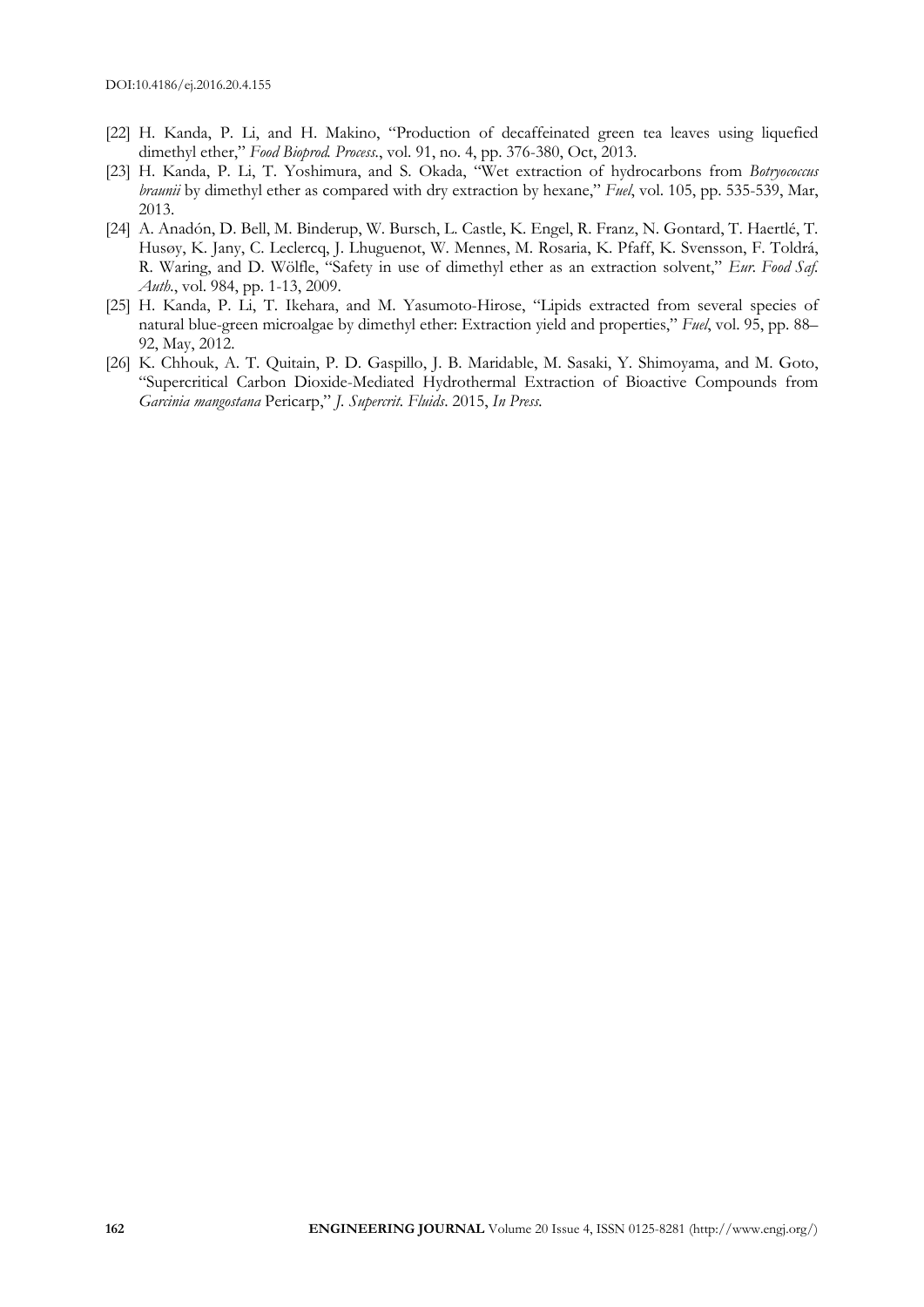[22] H. Kanda, P. Li, and H. Makino, "Production of decaffeinated green tea leaves using liquefied dimethyl ether," *Food Bioprod. Process.*, vol. 91, no. 4, pp. 376-380, Oct, 2013.

[23] H. Kanda, P. Li, T. Yoshimura, and S. Okada, "Wet extraction of hydrocarbons from *Botryococcus braunii* by dimethyl ether as compared with dry extraction by hexane," *Fuel*, vol. 105, pp. 535-539, Mar, 2013.

[24] A. Anadón, D. Bell, M. Binderup, W. Bursch, L. Castle, K. Engel, R. Franz, N. Gontard, T. Haertlé, T. Husøy, K. Jany, C. Leclercq, J. Lhuguenot, W. Mennes, M. Rosaria, K. Pfaff, K. Svensson, F. Toldrá, R. Waring, and D. Wölfle, "Safety in use of dimethyl ether as an extraction solvent," *Eur. Food Saf. Auth.*, vol. 984, pp. 1-13, 2009.

[25] H. Kanda, P. Li, T. Ikehara, and M. Yasumoto-Hirose, "Lipids extracted from several species of natural blue-green microalgae by dimethyl ether: Extraction yield and properties," *Fuel*, vol. 95, pp. 88–92, May, 2012.

[26] K. Chhouk, A. T. Quitain, P. D. Gaspillo, J. B. Maridable, M. Sasaki, Y. Shimoyama, and M. Goto, "Supercritical Carbon Dioxide-Mediated Hydrothermal Extraction of Bioactive Compounds from *Garcinia mangostana* Pericarp," *J. Supercrit. Fluids*. 2015, *In Press*.